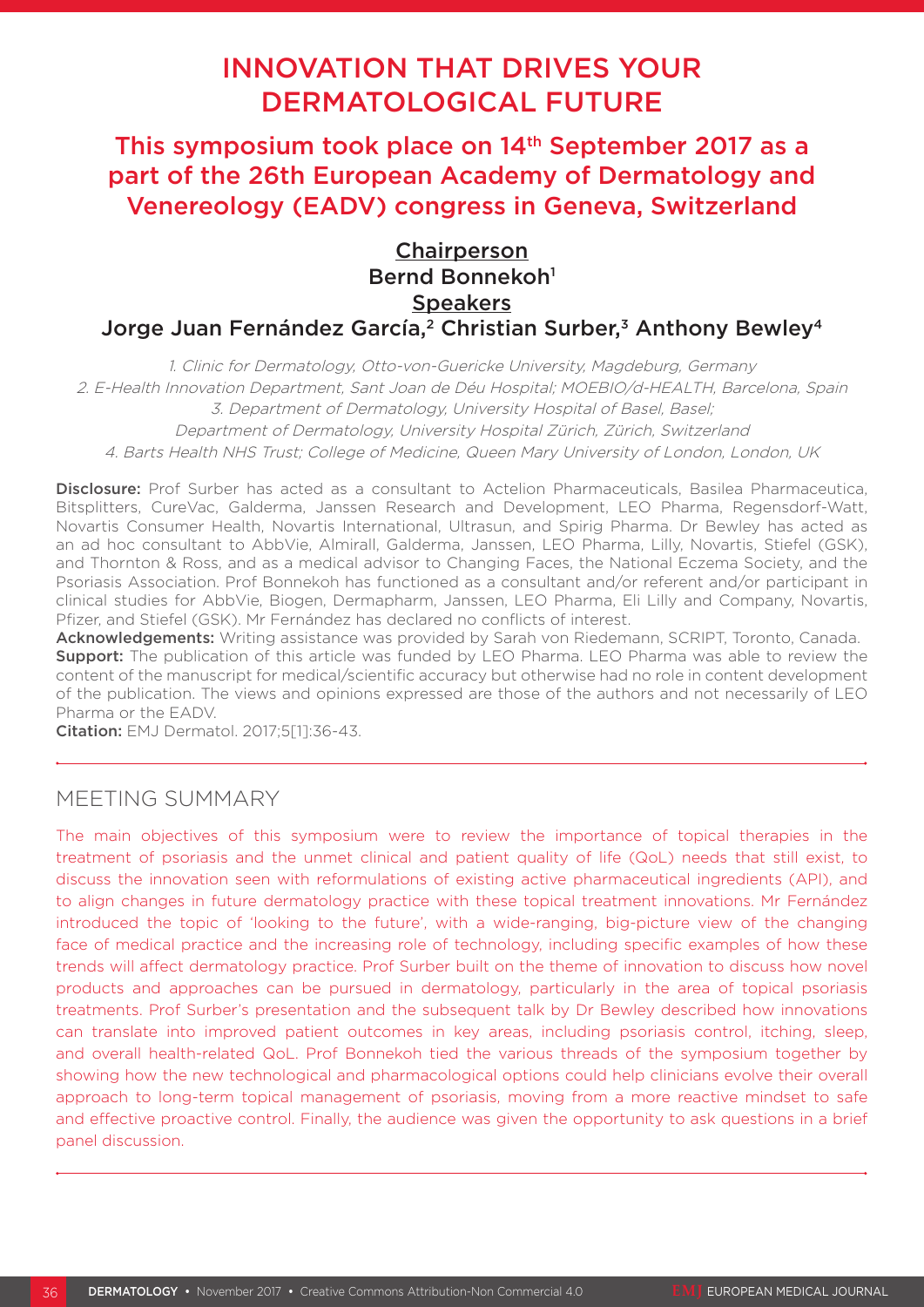# INNOVATION THAT DRIVES YOUR DERMATOLOGICAL FUTURE

## This symposium took place on 14th September 2017 as a part of the 26th European Academy of Dermatology and Venereology (EADV) congress in Geneva, Switzerland

**Chairperson**
Bernd Bonnekoh[1]

**Speakers**
Jorge Juan Fernández García,[2] Christian Surber,[3] Anthony Bewley[4]

*1. Clinic for Dermatology, Otto-von-Guericke University, Magdeburg, Germany*
*2. E-Health Innovation Department, Sant Joan de Déu Hospital; MOEBIO/d-HEALTH, Barcelona, Spain*
*3. Department of Dermatology, University Hospital of Basel, Basel; Department of Dermatology, University Hospital Zürich, Zürich, Switzerland*
*4. Barts Health NHS Trust; College of Medicine, Queen Mary University of London, London, UK*

**Disclosure:** Prof Surber has acted as a consultant to Actelion Pharmaceuticals, Basilea Pharmaceutica, Bitsplitters, CureVac, Galderma, Janssen Research and Development, LEO Pharma, Regensdorf-Watt, Novartis Consumer Health, Novartis International, Ultrasun, and Spirig Pharma. Dr Bewley has acted as an ad hoc consultant to AbbVie, Almirall, Galderma, Janssen, LEO Pharma, Lilly, Novartis, Stiefel (GSK), and Thornton & Ross, and as a medical advisor to Changing Faces, the National Eczema Society, and the Psoriasis Association. Prof Bonnekoh has functioned as a consultant and/or referent and/or participant in clinical studies for AbbVie, Biogen, Dermapharm, Janssen, LEO Pharma, Eli Lilly and Company, Novartis, Pfizer, and Stiefel (GSK). Mr Fernández has declared no conflicts of interest.
**Acknowledgements:** Writing assistance was provided by Sarah von Riedemann, SCRIPT, Toronto, Canada.
**Support:** The publication of this article was funded by LEO Pharma. LEO Pharma was able to review the content of the manuscript for medical/scientific accuracy but otherwise had no role in content development of the publication. The views and opinions expressed are those of the authors and not necessarily of LEO Pharma or the EADV.
**Citation:** EMJ Dermatol. 2017;5[1]:36-43.

## MEETING SUMMARY

The main objectives of this symposium were to review the importance of topical therapies in the treatment of psoriasis and the unmet clinical and patient quality of life (QoL) needs that still exist, to discuss the innovation seen with reformulations of existing active pharmaceutical ingredients (API), and to align changes in future dermatology practice with these topical treatment innovations. Mr Fernández introduced the topic of 'looking to the future', with a wide-ranging, big-picture view of the changing face of medical practice and the increasing role of technology, including specific examples of how these trends will affect dermatology practice. Prof Surber built on the theme of innovation to discuss how novel products and approaches can be pursued in dermatology, particularly in the area of topical psoriasis treatments. Prof Surber's presentation and the subsequent talk by Dr Bewley described how innovations can translate into improved patient outcomes in key areas, including psoriasis control, itching, sleep, and overall health-related QoL. Prof Bonnekoh tied the various threads of the symposium together by showing how the new technological and pharmacological options could help clinicians evolve their overall approach to long-term topical management of psoriasis, moving from a more reactive mindset to safe and effective proactive control. Finally, the audience was given the opportunity to ask questions in a brief panel discussion.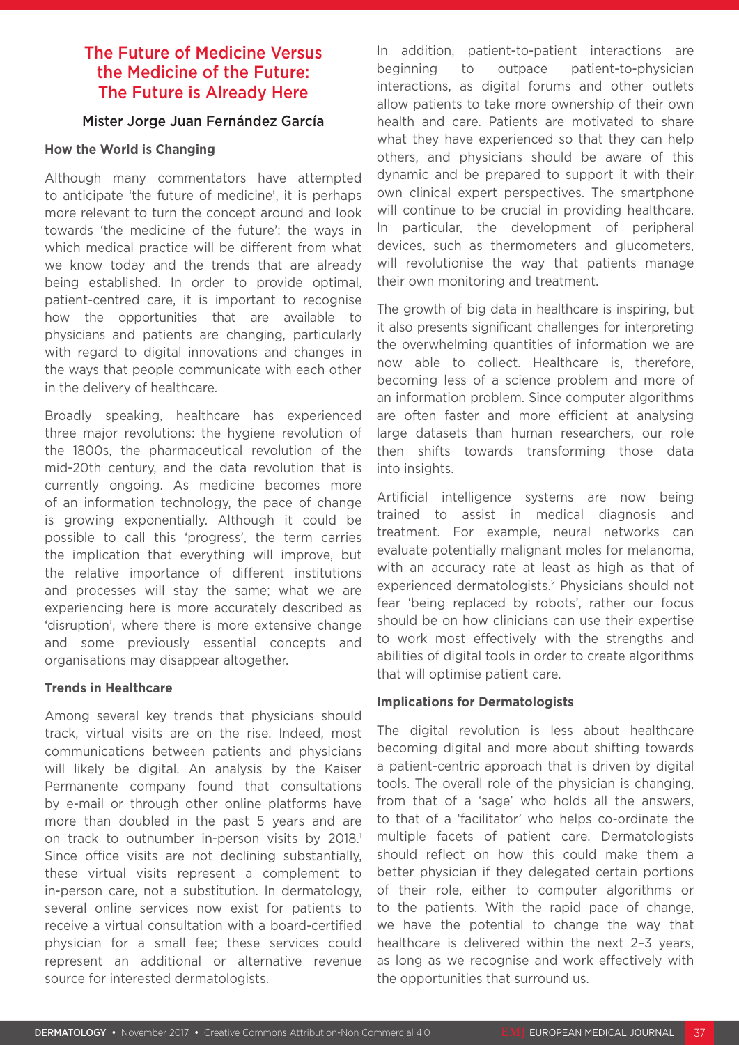## The Future of Medicine Versus the Medicine of the Future: The Future is Already Here

Mister Jorge Juan Fernández García

### How the World is Changing

Although many commentators have attempted to anticipate 'the future of medicine', it is perhaps more relevant to turn the concept around and look towards 'the medicine of the future': the ways in which medical practice will be different from what we know today and the trends that are already being established. In order to provide optimal, patient-centred care, it is important to recognise how the opportunities that are available to physicians and patients are changing, particularly with regard to digital innovations and changes in the ways that people communicate with each other in the delivery of healthcare.

Broadly speaking, healthcare has experienced three major revolutions: the hygiene revolution of the 1800s, the pharmaceutical revolution of the mid-20th century, and the data revolution that is currently ongoing. As medicine becomes more of an information technology, the pace of change is growing exponentially. Although it could be possible to call this 'progress', the term carries the implication that everything will improve, but the relative importance of different institutions and processes will stay the same; what we are experiencing here is more accurately described as 'disruption', where there is more extensive change and some previously essential concepts and organisations may disappear altogether.

### Trends in Healthcare

Among several key trends that physicians should track, virtual visits are on the rise. Indeed, most communications between patients and physicians will likely be digital. An analysis by the Kaiser Permanente company found that consultations by e-mail or through other online platforms have more than doubled in the past 5 years and are on track to outnumber in-person visits by 2018.[1] Since office visits are not declining substantially, these virtual visits represent a complement to in-person care, not a substitution. In dermatology, several online services now exist for patients to receive a virtual consultation with a board-certified physician for a small fee; these services could represent an additional or alternative revenue source for interested dermatologists.

In addition, patient-to-patient interactions are beginning to outpace patient-to-physician interactions, as digital forums and other outlets allow patients to take more ownership of their own health and care. Patients are motivated to share what they have experienced so that they can help others, and physicians should be aware of this dynamic and be prepared to support it with their own clinical expert perspectives. The smartphone will continue to be crucial in providing healthcare. In particular, the development of peripheral devices, such as thermometers and glucometers, will revolutionise the way that patients manage their own monitoring and treatment.

The growth of big data in healthcare is inspiring, but it also presents significant challenges for interpreting the overwhelming quantities of information we are now able to collect. Healthcare is, therefore, becoming less of a science problem and more of an information problem. Since computer algorithms are often faster and more efficient at analysing large datasets than human researchers, our role then shifts towards transforming those data into insights.

Artificial intelligence systems are now being trained to assist in medical diagnosis and treatment. For example, neural networks can evaluate potentially malignant moles for melanoma, with an accuracy rate at least as high as that of experienced dermatologists.[2] Physicians should not fear 'being replaced by robots', rather our focus should be on how clinicians can use their expertise to work most effectively with the strengths and abilities of digital tools in order to create algorithms that will optimise patient care.

### Implications for Dermatologists

The digital revolution is less about healthcare becoming digital and more about shifting towards a patient-centric approach that is driven by digital tools. The overall role of the physician is changing, from that of a 'sage' who holds all the answers, to that of a 'facilitator' who helps co-ordinate the multiple facets of patient care. Dermatologists should reflect on how this could make them a better physician if they delegated certain portions of their role, either to computer algorithms or to the patients. With the rapid pace of change, we have the potential to change the way that healthcare is delivered within the next 2–3 years, as long as we recognise and work effectively with the opportunities that surround us.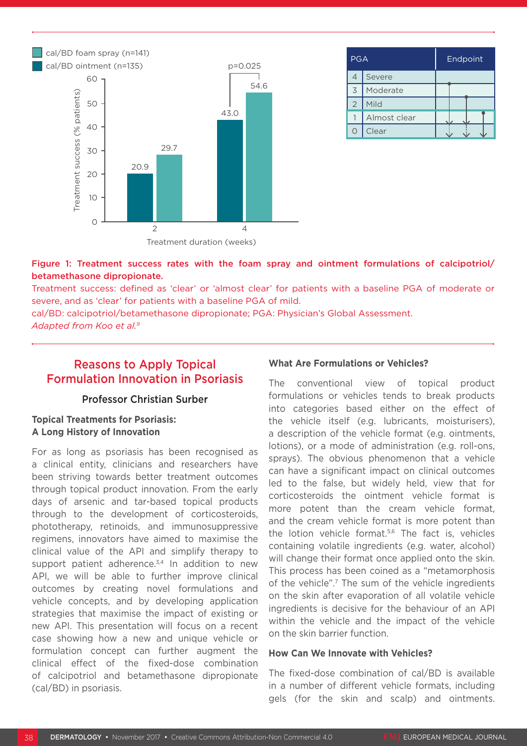**Figure 1: Treatment success rates with the foam spray and ointment formulations of calcipotriol/betamethasone dipropionate.**

Treatment success: defined as 'clear' or 'almost clear' for patients with a baseline PGA of moderate or severe, and as 'clear' for patients with a baseline PGA of mild.

cal/BD: calcipotriol/betamethasone dipropionate; PGA: Physician's Global Assessment.

*Adapted from Koo et al.*[9]

## Reasons to Apply Topical Formulation Innovation in Psoriasis

**Professor Christian Surber**

### Topical Treatments for Psoriasis: A Long History of Innovation

For as long as psoriasis has been recognised as a clinical entity, clinicians and researchers have been striving towards better treatment outcomes through topical product innovation. From the early days of arsenic and tar-based topical products through to the development of corticosteroids, phototherapy, retinoids, and immunosuppressive regimens, innovators have aimed to maximise the clinical value of the API and simplify therapy to support patient adherence.[3,4] In addition to new API, we will be able to further improve clinical outcomes by creating novel formulations and vehicle concepts, and by developing application strategies that maximise the impact of existing or new API. This presentation will focus on a recent case showing how a new and unique vehicle or formulation concept can further augment the clinical effect of the fixed-dose combination of calcipotriol and betamethasone dipropionate (cal/BD) in psoriasis.

### What Are Formulations or Vehicles?

The conventional view of topical product formulations or vehicles tends to break products into categories based either on the effect of the vehicle itself (e.g. lubricants, moisturisers), a description of the vehicle format (e.g. ointments, lotions), or a mode of administration (e.g. roll-ons, sprays). The obvious phenomenon that a vehicle can have a significant impact on clinical outcomes led to the false, but widely held, view that for corticosteroids the ointment vehicle format is more potent than the cream vehicle format, and the cream vehicle format is more potent than the lotion vehicle format.[5,6] The fact is, vehicles containing volatile ingredients (e.g. water, alcohol) will change their format once applied onto the skin. This process has been coined as a "metamorphosis of the vehicle".[7] The sum of the vehicle ingredients on the skin after evaporation of all volatile vehicle ingredients is decisive for the behaviour of an API within the vehicle and the impact of the vehicle on the skin barrier function.

### How Can We Innovate with Vehicles?

The fixed-dose combination of cal/BD is available in a number of different vehicle formats, including gels (for the skin and scalp) and ointments.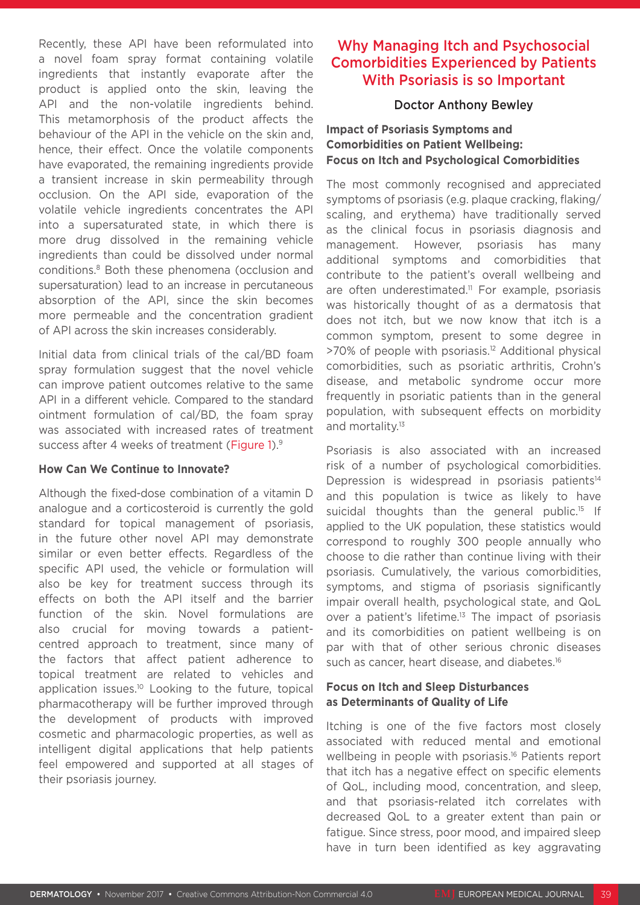Recently, these API have been reformulated into a novel foam spray format containing volatile ingredients that instantly evaporate after the product is applied onto the skin, leaving the API and the non-volatile ingredients behind. This metamorphosis of the product affects the behaviour of the API in the vehicle on the skin and, hence, their effect. Once the volatile components have evaporated, the remaining ingredients provide a transient increase in skin permeability through occlusion. On the API side, evaporation of the volatile vehicle ingredients concentrates the API into a supersaturated state, in which there is more drug dissolved in the remaining vehicle ingredients than could be dissolved under normal conditions.[8] Both these phenomena (occlusion and supersaturation) lead to an increase in percutaneous absorption of the API, since the skin becomes more permeable and the concentration gradient of API across the skin increases considerably.

Initial data from clinical trials of the cal/BD foam spray formulation suggest that the novel vehicle can improve patient outcomes relative to the same API in a different vehicle. Compared to the standard ointment formulation of cal/BD, the foam spray was associated with increased rates of treatment success after 4 weeks of treatment (Figure 1).[9]

### How Can We Continue to Innovate?

Although the fixed-dose combination of a vitamin D analogue and a corticosteroid is currently the gold standard for topical management of psoriasis, in the future other novel API may demonstrate similar or even better effects. Regardless of the specific API used, the vehicle or formulation will also be key for treatment success through its effects on both the API itself and the barrier function of the skin. Novel formulations are also crucial for moving towards a patient-centred approach to treatment, since many of the factors that affect patient adherence to topical treatment are related to vehicles and application issues.[10] Looking to the future, topical pharmacotherapy will be further improved through the development of products with improved cosmetic and pharmacologic properties, as well as intelligent digital applications that help patients feel empowered and supported at all stages of their psoriasis journey.

## Why Managing Itch and Psychosocial Comorbidities Experienced by Patients With Psoriasis is so Important

Doctor Anthony Bewley

### Impact of Psoriasis Symptoms and Comorbidities on Patient Wellbeing: Focus on Itch and Psychological Comorbidities

The most commonly recognised and appreciated symptoms of psoriasis (e.g. plaque cracking, flaking/scaling, and erythema) have traditionally served as the clinical focus in psoriasis diagnosis and management. However, psoriasis has many additional symptoms and comorbidities that contribute to the patient's overall wellbeing and are often underestimated.[11] For example, psoriasis was historically thought of as a dermatosis that does not itch, but we now know that itch is a common symptom, present to some degree in >70% of people with psoriasis.[12] Additional physical comorbidities, such as psoriatic arthritis, Crohn's disease, and metabolic syndrome occur more frequently in psoriatic patients than in the general population, with subsequent effects on morbidity and mortality.[13]

Psoriasis is also associated with an increased risk of a number of psychological comorbidities. Depression is widespread in psoriasis patients[14] and this population is twice as likely to have suicidal thoughts than the general public.[15] If applied to the UK population, these statistics would correspond to roughly 300 people annually who choose to die rather than continue living with their psoriasis. Cumulatively, the various comorbidities, symptoms, and stigma of psoriasis significantly impair overall health, psychological state, and QoL over a patient's lifetime.[13] The impact of psoriasis and its comorbidities on patient wellbeing is on par with that of other serious chronic diseases such as cancer, heart disease, and diabetes.[16]

### Focus on Itch and Sleep Disturbances as Determinants of Quality of Life

Itching is one of the five factors most closely associated with reduced mental and emotional wellbeing in people with psoriasis.[16] Patients report that itch has a negative effect on specific elements of QoL, including mood, concentration, and sleep, and that psoriasis-related itch correlates with decreased QoL to a greater extent than pain or fatigue. Since stress, poor mood, and impaired sleep have in turn been identified as key aggravating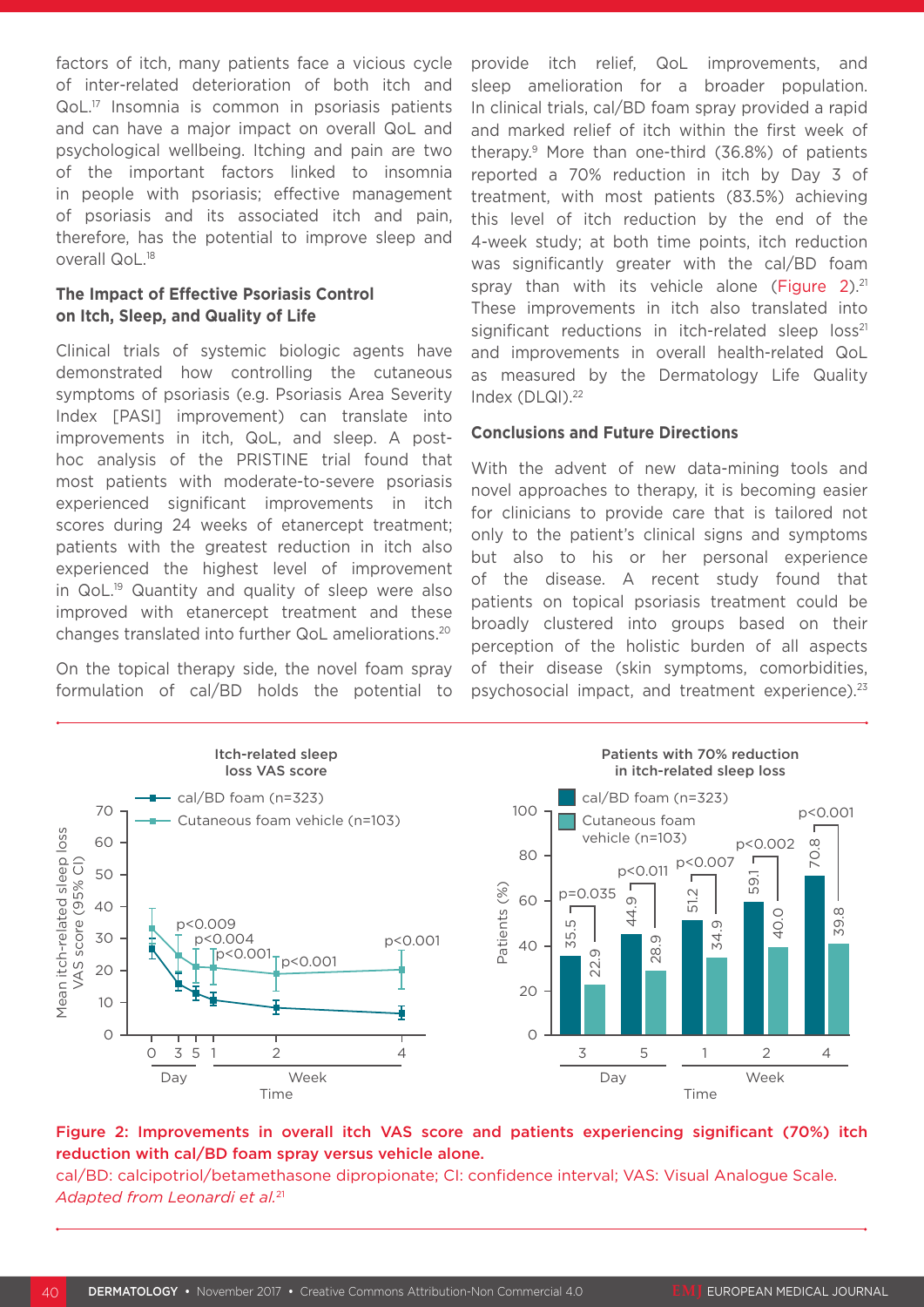factors of itch, many patients face a vicious cycle of inter-related deterioration of both itch and QoL.[17] Insomnia is common in psoriasis patients and can have a major impact on overall QoL and psychological wellbeing. Itching and pain are two of the important factors linked to insomnia in people with psoriasis; effective management of psoriasis and its associated itch and pain, therefore, has the potential to improve sleep and overall QoL.[18]

### The Impact of Effective Psoriasis Control on Itch, Sleep, and Quality of Life

Clinical trials of systemic biologic agents have demonstrated how controlling the cutaneous symptoms of psoriasis (e.g. Psoriasis Area Severity Index [PASI] improvement) can translate into improvements in itch, QoL, and sleep. A post-hoc analysis of the PRISTINE trial found that most patients with moderate-to-severe psoriasis experienced significant improvements in itch scores during 24 weeks of etanercept treatment; patients with the greatest reduction in itch also experienced the highest level of improvement in QoL.[19] Quantity and quality of sleep were also improved with etanercept treatment and these changes translated into further QoL ameliorations.[20]

On the topical therapy side, the novel foam spray formulation of cal/BD holds the potential to provide itch relief, QoL improvements, and sleep amelioration for a broader population. In clinical trials, cal/BD foam spray provided a rapid and marked relief of itch within the first week of therapy.[9] More than one-third (36.8%) of patients reported a 70% reduction in itch by Day 3 of treatment, with most patients (83.5%) achieving this level of itch reduction by the end of the 4-week study; at both time points, itch reduction was significantly greater with the cal/BD foam spray than with its vehicle alone (Figure 2).[21] These improvements in itch also translated into significant reductions in itch-related sleep loss[21] and improvements in overall health-related QoL as measured by the Dermatology Life Quality Index (DLQI).[22]

### Conclusions and Future Directions

With the advent of new data-mining tools and novel approaches to therapy, it is becoming easier for clinicians to provide care that is tailored not only to the patient's clinical signs and symptoms but also to his or her personal experience of the disease. A recent study found that patients on topical psoriasis treatment could be broadly clustered into groups based on their perception of the holistic burden of all aspects of their disease (skin symptoms, comorbidities, psychosocial impact, and treatment experience).[23]

**Figure 2: Improvements in overall itch VAS score and patients experiencing significant (70%) itch reduction with cal/BD foam spray versus vehicle alone.**

cal/BD: calcipotriol/betamethasone dipropionate; CI: confidence interval; VAS: Visual Analogue Scale.
*Adapted from Leonardi et al.*[21]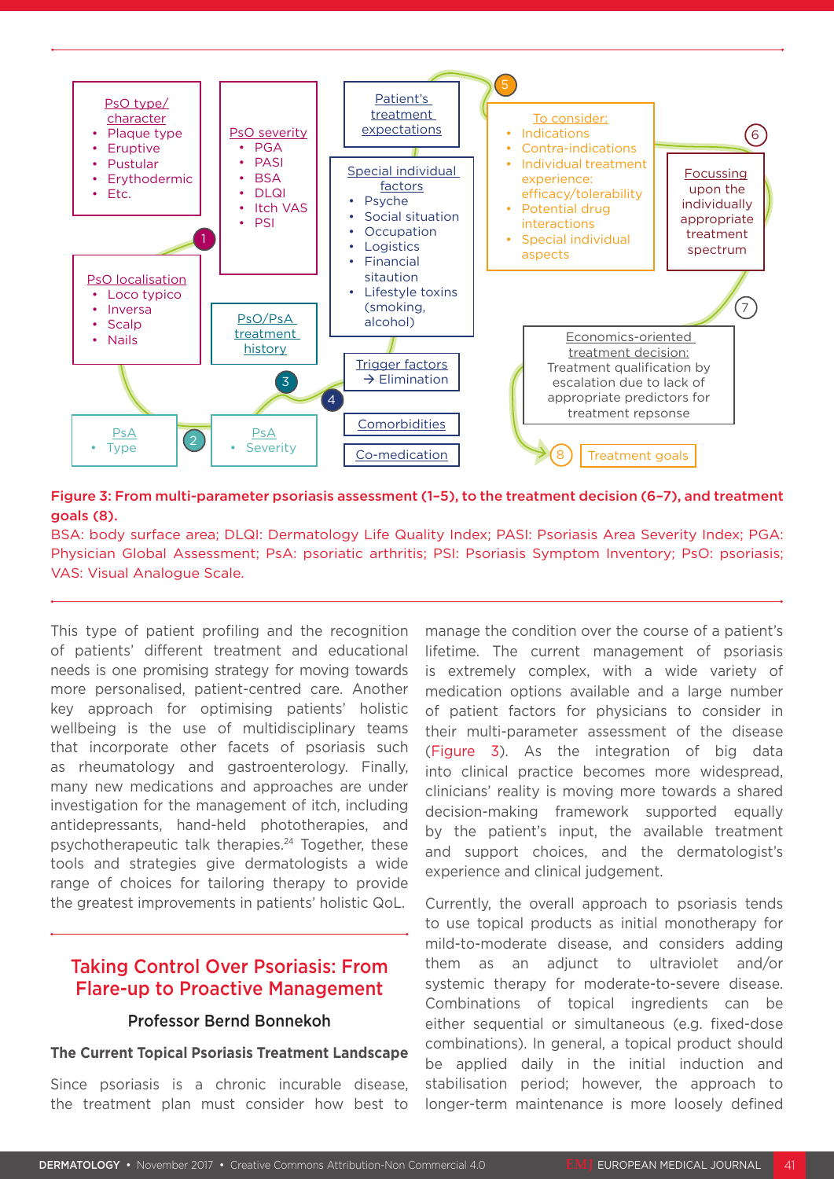PsO type/ character
- Plaque type
- Eruptive
- Pustular
- Erythodermic
- Etc.

PsO severity
- PGA
- PASI
- BSA
- DLQI
- Itch VAS
- PSI

Patient's treatment expectations

Special individual factors
- Psyche
- Social situation
- Occupation
- Logistics
- Financial sitaution
- Lifestyle toxins (smoking, alcohol)

5

To consider:
- Indications
- Contra-indications
- Individual treatment experience: efficacy/tolerability
- Potential drug interactions
- Special individual aspects

6

Focussing upon the individually appropriate treatment spectrum

1

PsO localisation
- Loco typico
- Inversa
- Scalp
- Nails

PsO/PsA treatment history

7

Economics-oriented treatment decision:
Treatment qualification by escalation due to lack of appropriate predictors for treatment repsonse

3

Trigger factors
→ Elimination

4

PsA
- Type

2

PsA
- Severity

Comorbidities

Co-medication

8 Treatment goals

**Figure 3: From multi-parameter psoriasis assessment (1–5), to the treatment decision (6–7), and treatment goals (8).**

BSA: body surface area; DLQI: Dermatology Life Quality Index; PASI: Psoriasis Area Severity Index; PGA: Physician Global Assessment; PsA: psoriatic arthritis; PSI: Psoriasis Symptom Inventory; PsO: psoriasis; VAS: Visual Analogue Scale.

This type of patient profiling and the recognition of patients' different treatment and educational needs is one promising strategy for moving towards more personalised, patient-centred care. Another key approach for optimising patients' holistic wellbeing is the use of multidisciplinary teams that incorporate other facets of psoriasis such as rheumatology and gastroenterology. Finally, many new medications and approaches are under investigation for the management of itch, including antidepressants, hand-held phototherapies, and psychotherapeutic talk therapies.[24] Together, these tools and strategies give dermatologists a wide range of choices for tailoring therapy to provide the greatest improvements in patients' holistic QoL.

## Taking Control Over Psoriasis: From Flare-up to Proactive Management

**Professor Bernd Bonnekoh**

### The Current Topical Psoriasis Treatment Landscape

Since psoriasis is a chronic incurable disease, the treatment plan must consider how best to manage the condition over the course of a patient's lifetime. The current management of psoriasis is extremely complex, with a wide variety of medication options available and a large number of patient factors for physicians to consider in their multi-parameter assessment of the disease (Figure 3). As the integration of big data into clinical practice becomes more widespread, clinicians' reality is moving more towards a shared decision-making framework supported equally by the patient's input, the available treatment and support choices, and the dermatologist's experience and clinical judgement.

Currently, the overall approach to psoriasis tends to use topical products as initial monotherapy for mild-to-moderate disease, and considers adding them as an adjunct to ultraviolet and/or systemic therapy for moderate-to-severe disease. Combinations of topical ingredients can be either sequential or simultaneous (e.g. fixed-dose combinations). In general, a topical product should be applied daily in the initial induction and stabilisation period; however, the approach to longer-term maintenance is more loosely defined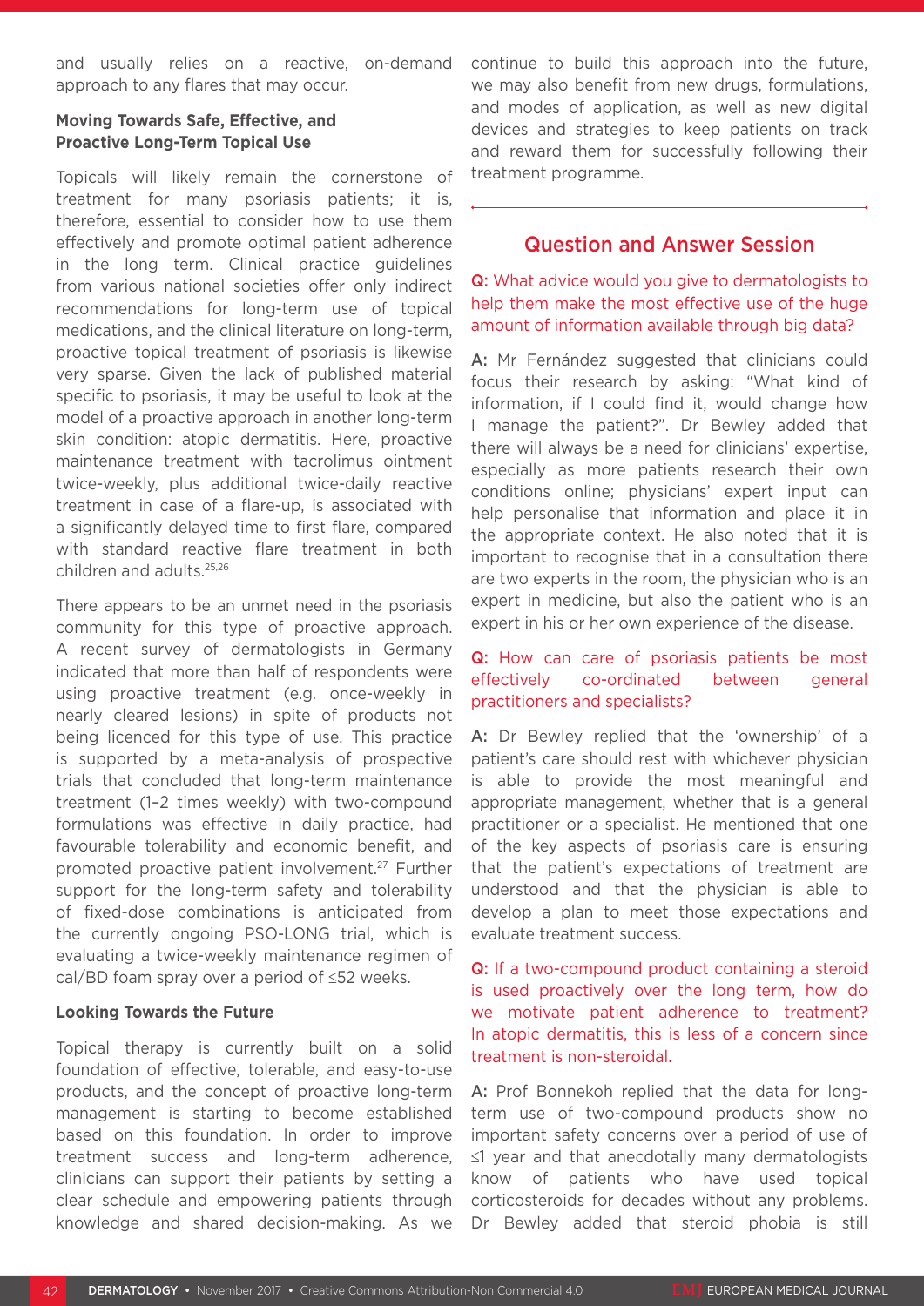and usually relies on a reactive, on-demand approach to any flares that may occur.

### Moving Towards Safe, Effective, and Proactive Long-Term Topical Use

Topicals will likely remain the cornerstone of treatment for many psoriasis patients; it is, therefore, essential to consider how to use them effectively and promote optimal patient adherence in the long term. Clinical practice guidelines from various national societies offer only indirect recommendations for long-term use of topical medications, and the clinical literature on long-term, proactive topical treatment of psoriasis is likewise very sparse. Given the lack of published material specific to psoriasis, it may be useful to look at the model of a proactive approach in another long-term skin condition: atopic dermatitis. Here, proactive maintenance treatment with tacrolimus ointment twice-weekly, plus additional twice-daily reactive treatment in case of a flare-up, is associated with a significantly delayed time to first flare, compared with standard reactive flare treatment in both children and adults.[25,26]

There appears to be an unmet need in the psoriasis community for this type of proactive approach. A recent survey of dermatologists in Germany indicated that more than half of respondents were using proactive treatment (e.g. once-weekly in nearly cleared lesions) in spite of products not being licenced for this type of use. This practice is supported by a meta-analysis of prospective trials that concluded that long-term maintenance treatment (1–2 times weekly) with two-compound formulations was effective in daily practice, had favourable tolerability and economic benefit, and promoted proactive patient involvement.[27] Further support for the long-term safety and tolerability of fixed-dose combinations is anticipated from the currently ongoing PSO-LONG trial, which is evaluating a twice-weekly maintenance regimen of cal/BD foam spray over a period of ≤52 weeks.

### Looking Towards the Future

Topical therapy is currently built on a solid foundation of effective, tolerable, and easy-to-use products, and the concept of proactive long-term management is starting to become established based on this foundation. In order to improve treatment success and long-term adherence, clinicians can support their patients by setting a clear schedule and empowering patients through knowledge and shared decision-making. As we continue to build this approach into the future, we may also benefit from new drugs, formulations, and modes of application, as well as new digital devices and strategies to keep patients on track and reward them for successfully following their treatment programme.

## Question and Answer Session

**Q:** What advice would you give to dermatologists to help them make the most effective use of the huge amount of information available through big data?

**A:** Mr Fernández suggested that clinicians could focus their research by asking: "What kind of information, if I could find it, would change how I manage the patient?". Dr Bewley added that there will always be a need for clinicians' expertise, especially as more patients research their own conditions online; physicians' expert input can help personalise that information and place it in the appropriate context. He also noted that it is important to recognise that in a consultation there are two experts in the room, the physician who is an expert in medicine, but also the patient who is an expert in his or her own experience of the disease.

**Q:** How can care of psoriasis patients be most effectively co-ordinated between general practitioners and specialists?

**A:** Dr Bewley replied that the 'ownership' of a patient's care should rest with whichever physician is able to provide the most meaningful and appropriate management, whether that is a general practitioner or a specialist. He mentioned that one of the key aspects of psoriasis care is ensuring that the patient's expectations of treatment are understood and that the physician is able to develop a plan to meet those expectations and evaluate treatment success.

**Q:** If a two-compound product containing a steroid is used proactively over the long term, how do we motivate patient adherence to treatment? In atopic dermatitis, this is less of a concern since treatment is non-steroidal.

**A:** Prof Bonnekoh replied that the data for long-term use of two-compound products show no important safety concerns over a period of use of ≤1 year and that anecdotally many dermatologists know of patients who have used topical corticosteroids for decades without any problems. Dr Bewley added that steroid phobia is still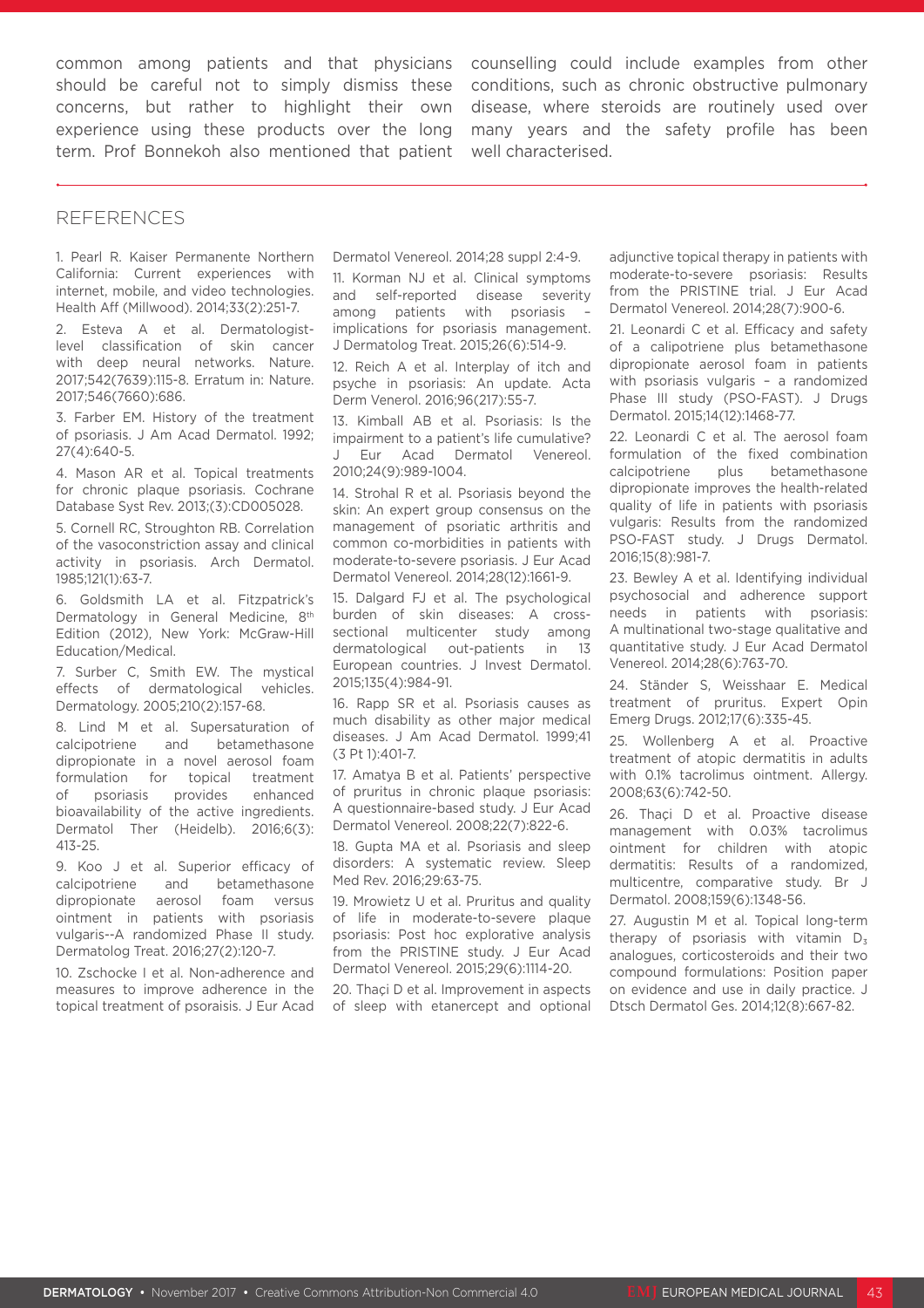common among patients and that physicians should be careful not to simply dismiss these concerns, but rather to highlight their own experience using these products over the long term. Prof Bonnekoh also mentioned that patient counselling could include examples from other conditions, such as chronic obstructive pulmonary disease, where steroids are routinely used over many years and the safety profile has been well characterised.

## REFERENCES

1. Pearl R. Kaiser Permanente Northern California: Current experiences with internet, mobile, and video technologies. Health Aff (Millwood). 2014;33(2):251-7.

2. Esteva A et al. Dermatologist-level classification of skin cancer with deep neural networks. Nature. 2017;542(7639):115-8. Erratum in: Nature. 2017;546(7660):686.

3. Farber EM. History of the treatment of psoriasis. J Am Acad Dermatol. 1992; 27(4):640-5.

4. Mason AR et al. Topical treatments for chronic plaque psoriasis. Cochrane Database Syst Rev. 2013;(3):CD005028.

5. Cornell RC, Stroughton RB. Correlation of the vasoconstriction assay and clinical activity in psoriasis. Arch Dermatol. 1985;121(1):63-7.

6. Goldsmith LA et al. Fitzpatrick's Dermatology in General Medicine, 8th Edition (2012), New York: McGraw-Hill Education/Medical.

7. Surber C, Smith EW. The mystical effects of dermatological vehicles. Dermatology. 2005;210(2):157-68.

8. Lind M et al. Supersaturation of calcipotriene and betamethasone dipropionate in a novel aerosol foam formulation for topical treatment of psoriasis provides enhanced bioavailability of the active ingredients. Dermatol Ther (Heidelb). 2016;6(3): 413-25.

9. Koo J et al. Superior efficacy of calcipotriene and betamethasone dipropionate aerosol foam versus ointment in patients with psoriasis vulgaris--A randomized Phase II study. Dermatolog Treat. 2016;27(2):120-7.

10. Zschocke I et al. Non-adherence and measures to improve adherence in the topical treatment of psoraisis. J Eur Acad Dermatol Venereol. 2014;28 suppl 2:4-9.

11. Korman NJ et al. Clinical symptoms and self-reported disease severity among patients with psoriasis – implications for psoriasis management. J Dermatolog Treat. 2015;26(6):514-9.

12. Reich A et al. Interplay of itch and psyche in psoriasis: An update. Acta Derm Venerol. 2016;96(217):55-7.

13. Kimball AB et al. Psoriasis: Is the impairment to a patient's life cumulative? J Eur Acad Dermatol Venereol. 2010;24(9):989-1004.

14. Strohal R et al. Psoriasis beyond the skin: An expert group consensus on the management of psoriatic arthritis and common co-morbidities in patients with moderate-to-severe psoriasis. J Eur Acad Dermatol Venereol. 2014;28(12):1661-9.

15. Dalgard FJ et al. The psychological burden of skin diseases: A cross-sectional multicenter study among dermatological out-patients in 13 European countries. J Invest Dermatol. 2015;135(4):984-91.

16. Rapp SR et al. Psoriasis causes as much disability as other major medical diseases. J Am Acad Dermatol. 1999;41 (3 Pt 1):401-7.

17. Amatya B et al. Patients' perspective of pruritus in chronic plaque psoriasis: A questionnaire-based study. J Eur Acad Dermatol Venereol. 2008;22(7):822-6.

18. Gupta MA et al. Psoriasis and sleep disorders: A systematic review. Sleep Med Rev. 2016;29:63-75.

19. Mrowietz U et al. Pruritus and quality of life in moderate-to-severe plaque psoriasis: Post hoc explorative analysis from the PRISTINE study. J Eur Acad Dermatol Venereol. 2015;29(6):1114-20.

20. Thaçi D et al. Improvement in aspects of sleep with etanercept and optional adjunctive topical therapy in patients with moderate-to-severe psoriasis: Results from the PRISTINE trial. J Eur Acad Dermatol Venereol. 2014;28(7):900-6.

21. Leonardi C et al. Efficacy and safety of a calipotriene plus betamethasone dipropionate aerosol foam in patients with psoriasis vulgaris – a randomized Phase III study (PSO-FAST). J Drugs Dermatol. 2015;14(12):1468-77.

22. Leonardi C et al. The aerosol foam formulation of the fixed combination calcipotriene plus betamethasone dipropionate improves the health-related quality of life in patients with psoriasis vulgaris: Results from the randomized PSO-FAST study. J Drugs Dermatol. 2016;15(8):981-7.

23. Bewley A et al. Identifying individual psychosocial and adherence support needs in patients with psoriasis: A multinational two-stage qualitative and quantitative study. J Eur Acad Dermatol Venereol. 2014;28(6):763-70.

24. Ständer S, Weisshaar E. Medical treatment of pruritus. Expert Opin Emerg Drugs. 2012;17(6):335-45.

25. Wollenberg A et al. Proactive treatment of atopic dermatitis in adults with 0.1% tacrolimus ointment. Allergy. 2008;63(6):742-50.

26. Thaçi D et al. Proactive disease management with 0.03% tacrolimus ointment for children with atopic dermatitis: Results of a randomized, multicentre, comparative study. Br J Dermatol. 2008;159(6):1348-56.

27. Augustin M et al. Topical long-term therapy of psoriasis with vitamin $D_3$ analogues, corticosteroids and their two compound formulations: Position paper on evidence and use in daily practice. J Dtsch Dermatol Ges. 2014;12(8):667-82.